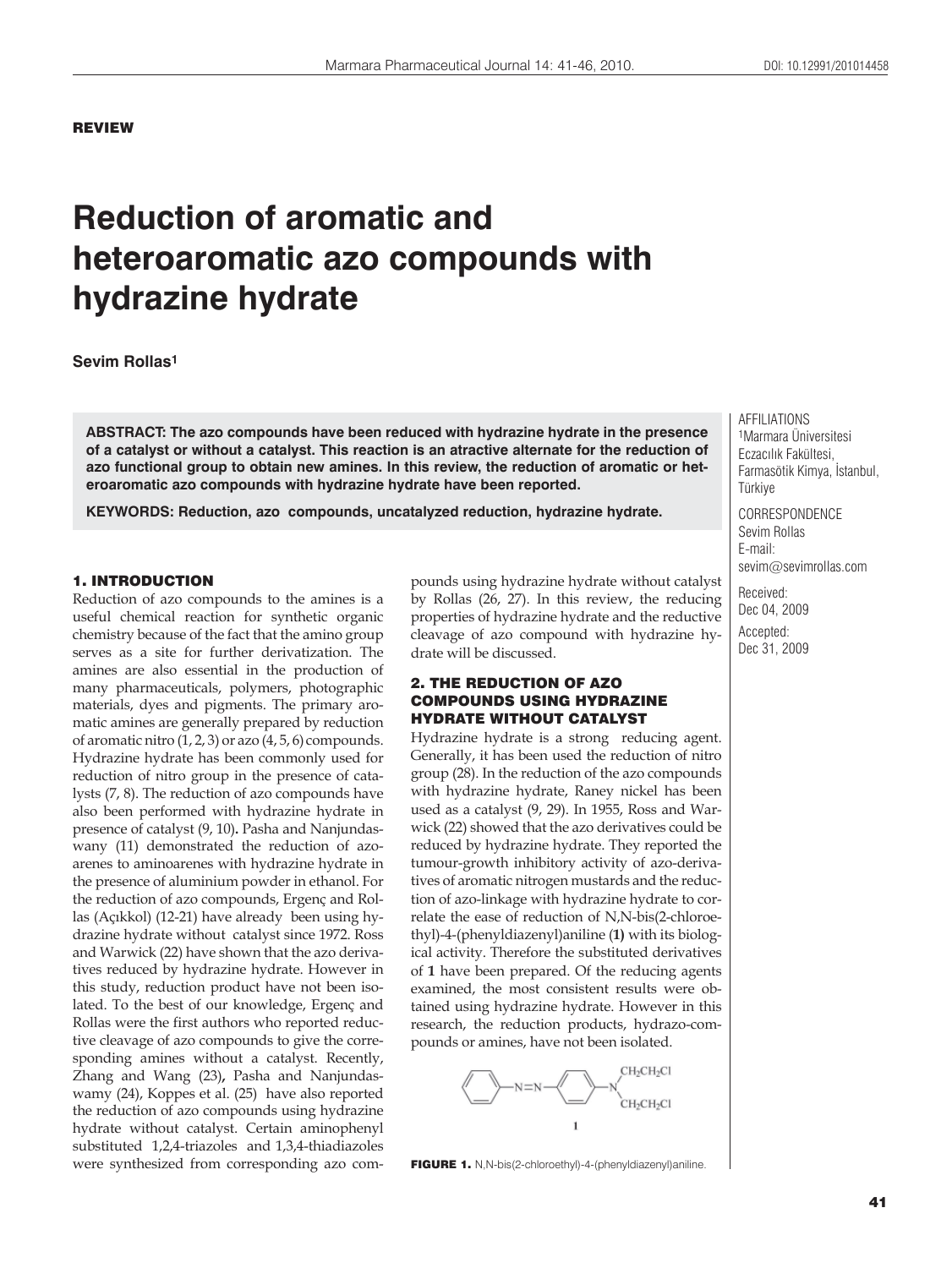REVIEW

# Reduction of aromatic and heteroaromatic azo compounds with hydrazine hydrate

**Sevim Rollas**[1]

**ABSTRACT: The azo compounds have been reduced with hydrazine hydrate in the presence of a catalyst or without a catalyst. This reaction is an atractive alternate for the reduction of azo functional group to obtain new amines. In this review, the reduction of aromatic or heteroaromatic azo compounds with hydrazine hydrate have been reported.**

**KEYWORDS: Reduction, azo compounds, uncatalyzed reduction, hydrazine hydrate.**

AFFILIATIONS
[1]Marmara Üniversitesi Eczacılık Fakültesi, Farmasötik Kimya, İstanbul, Türkiye

CORRESPONDENCE
Sevim Rollas
E-mail: sevim@sevimrollas.com

Received: Dec 04, 2009
Accepted: Dec 31, 2009

## 1. INTRODUCTION

Reduction of azo compounds to the amines is a useful chemical reaction for synthetic organic chemistry because of the fact that the amino group serves as a site for further derivatization. The amines are also essential in the production of many pharmaceuticals, polymers, photographic materials, dyes and pigments. The primary aromatic amines are generally prepared by reduction of aromatic nitro (1, 2, 3) or azo (4, 5, 6) compounds. Hydrazine hydrate has been commonly used for reduction of nitro group in the presence of catalysts (7, 8). The reduction of azo compounds have also been performed with hydrazine hydrate in presence of catalyst (9, 10)**.** Pasha and Nanjundaswany (11) demonstrated the reduction of azoarenes to aminoarenes with hydrazine hydrate in the presence of aluminium powder in ethanol. For the reduction of azo compounds, Ergenç and Rollas (Açıkkol) (12-21) have already been using hydrazine hydrate without catalyst since 1972. Ross and Warwick (22) have shown that the azo derivatives reduced by hydrazine hydrate. However in this study, reduction product have not been isolated. To the best of our knowledge, Ergenç and Rollas were the first authors who reported reductive cleavage of azo compounds to give the corresponding amines without a catalyst. Recently, Zhang and Wang (23)**,** Pasha and Nanjundaswamy (24), Koppes et al. (25) have also reported the reduction of azo compounds using hydrazine hydrate without catalyst. Certain aminophenyl substituted 1,2,4-triazoles and 1,3,4-thiadiazoles were synthesized from corresponding azo compounds using hydrazine hydrate without catalyst by Rollas (26, 27). In this review, the reducing properties of hydrazine hydrate and the reductive cleavage of azo compound with hydrazine hydrate will be discussed.

## 2. THE REDUCTION OF AZO COMPOUNDS USING HYDRAZINE HYDRATE WITHOUT CATALYST

Hydrazine hydrate is a strong reducing agent. Generally, it has been used the reduction of nitro group (28). In the reduction of the azo compounds with hydrazine hydrate, Raney nickel has been used as a catalyst (9, 29). In 1955, Ross and Warwick (22) showed that the azo derivatives could be reduced by hydrazine hydrate. They reported the tumour-growth inhibitory activity of azo-derivatives of aromatic nitrogen mustards and the reduction of azo-linkage with hydrazine hydrate to correlate the ease of reduction of N,N-bis(2-chloroethyl)-4-(phenyldiazenyl)aniline (**1**) with its biological activity. Therefore the substituted derivatives of **1** have been prepared. Of the reducing agents examined, the most consistent results were obtained using hydrazine hydrate. However in this research, the reduction products, hydrazo-compounds or amines, have not been isolated.

$CH_2CH_2Cl$

N=N

N

$CH_2CH_2Cl$

1

**FIGURE 1.** N,N-bis(2-chloroethyl)-4-(phenyldiazenyl)aniline.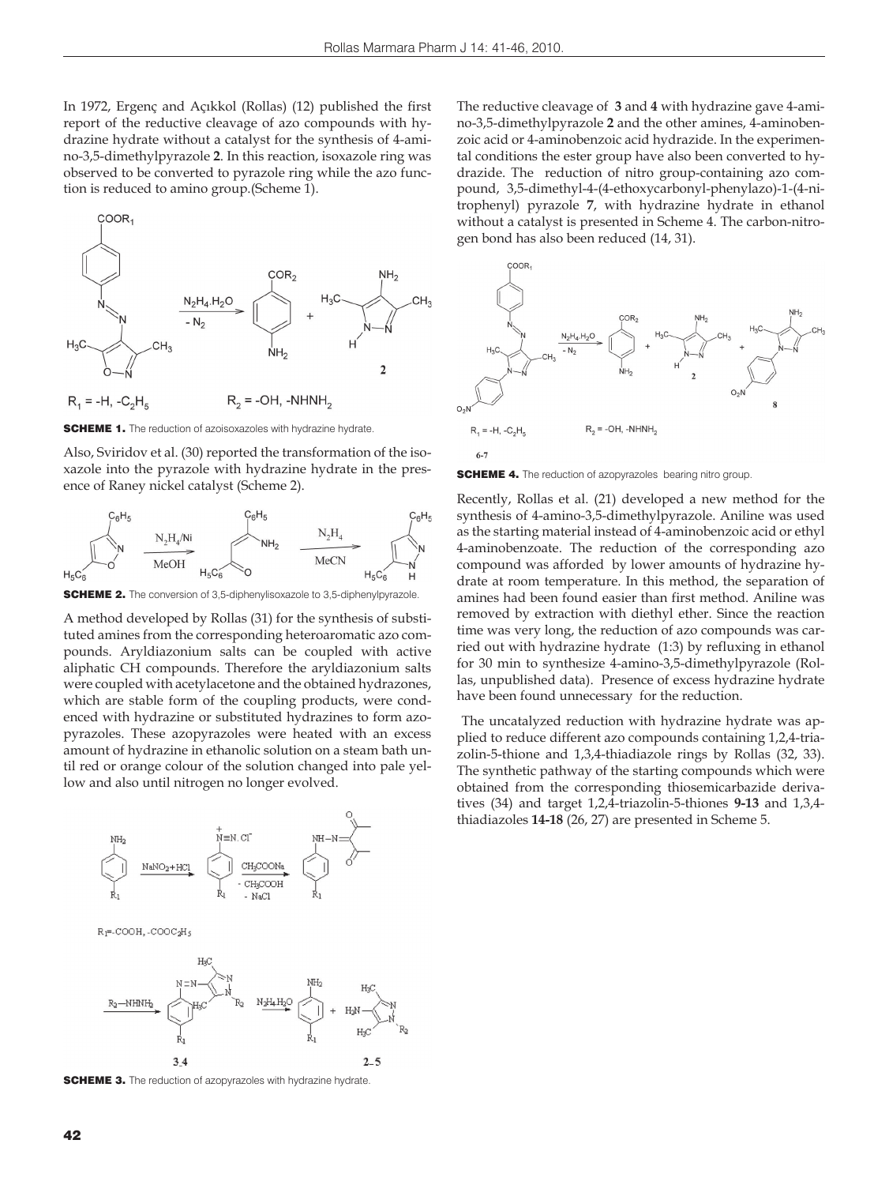In 1972, Ergenç and Açıkkol (Rollas) (12) published the first report of the reductive cleavage of azo compounds with hydrazine hydrate without a catalyst for the synthesis of 4-amino-3,5-dimethylpyrazole **2**. In this reaction, isoxazole ring was observed to be converted to pyrazole ring while the azo function is reduced to amino group.(Scheme 1).

**SCHEME 1.** The reduction of azoisoxazoles with hydrazine hydrate.

Also, Sviridov et al. (30) reported the transformation of the isoxazole into the pyrazole with hydrazine hydrate in the presence of Raney nickel catalyst (Scheme 2).

**SCHEME 2.** The conversion of 3,5-diphenylisoxazole to 3,5-diphenylpyrazole.

A method developed by Rollas (31) for the synthesis of substituted amines from the corresponding heteroaromatic azo compounds. Aryldiazonium salts can be coupled with active aliphatic CH compounds. Therefore the aryldiazonium salts were coupled with acetylacetone and the obtained hydrazones, which are stable form of the coupling products, were condenced with hydrazine or substituted hydrazines to form azopyrazoles. These azopyrazoles were heated with an excess amount of hydrazine in ethanolic solution on a steam bath until red or orange colour of the solution changed into pale yellow and also until nitrogen no longer evolved.

**SCHEME 3.** The reduction of azopyrazoles with hydrazine hydrate.

The reductive cleavage of **3** and **4** with hydrazine gave 4-amino-3,5-dimethylpyrazole **2** and the other amines, 4-aminobenzoic acid or 4-aminobenzoic acid hydrazide. In the experimental conditions the ester group have also been converted to hydrazide. The reduction of nitro group-containing azo compound, 3,5-dimethyl-4-(4-ethoxycarbonyl-phenylazo)-1-(4-nitrophenyl) pyrazole **7**, with hydrazine hydrate in ethanol without a catalyst is presented in Scheme 4. The carbon-nitrogen bond has also been reduced (14, 31).

**SCHEME 4.** The reduction of azopyrazoles bearing nitro group.

Recently, Rollas et al. (21) developed a new method for the synthesis of 4-amino-3,5-dimethylpyrazole. Aniline was used as the starting material instead of 4-aminobenzoic acid or ethyl 4-aminobenzoate. The reduction of the corresponding azo compound was afforded by lower amounts of hydrazine hydrate at room temperature. In this method, the separation of amines had been found easier than first method. Aniline was removed by extraction with diethyl ether. Since the reaction time was very long, the reduction of azo compounds was carried out with hydrazine hydrate (1:3) by refluxing in ethanol for 30 min to synthesize 4-amino-3,5-dimethylpyrazole (Rollas, unpublished data). Presence of excess hydrazine hydrate have been found unnecessary for the reduction.

The uncatalyzed reduction with hydrazine hydrate was applied to reduce different azo compounds containing 1,2,4-triazolin-5-thione and 1,3,4-thiadiazole rings by Rollas (32, 33). The synthetic pathway of the starting compounds which were obtained from the corresponding thiosemicarbazide derivatives (34) and target 1,2,4-triazolin-5-thiones **9-13** and 1,3,4-thiadiazoles **14-18** (26, 27) are presented in Scheme 5.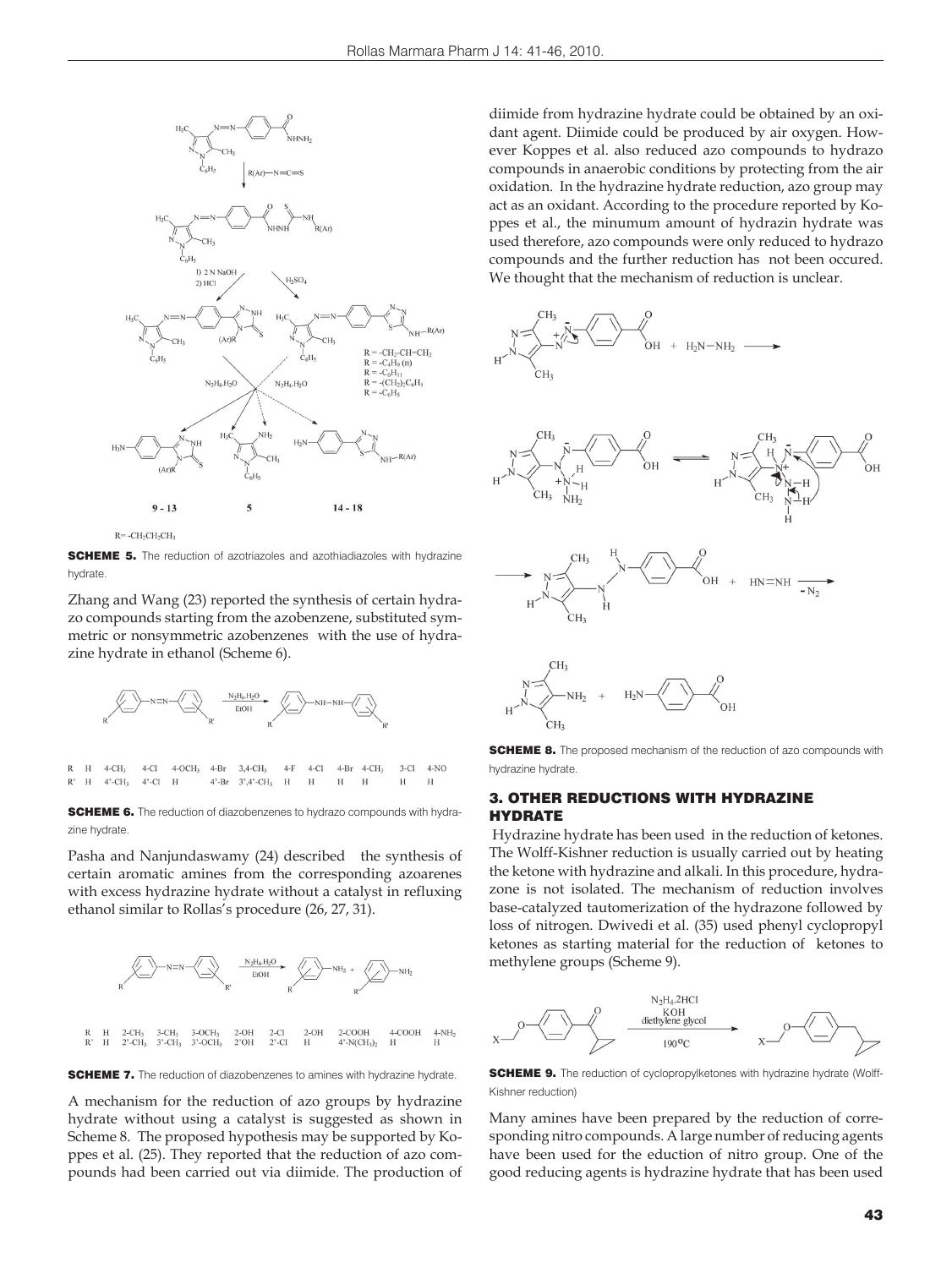**SCHEME 5.** The reduction of azotriazoles and azothiadiazoles with hydrazine hydrate.

Zhang and Wang (23) reported the synthesis of certain hydrazo compounds starting from the azobenzene, substituted symmetric or nonsymmetric azobenzenes with the use of hydrazine hydrate in ethanol (Scheme 6).

| | | | | | | | | | | | | |
|---|---|---|---|---|---|---|---|---|---|---|---|---|
| R | H | 4-$CH_3$ | 4-Cl | 4-$OCH_3$ | 4-Br | 3,4-$CH_3$ | 4-F | 4-Cl | 4-Br | 4-$CH_3$ | 3-Cl | 4-NO |
| R' | H | 4'-$CH_3$ | 4'-Cl | H | 4'-Br | 3',4'-$CH_3$ | H | H | H | H | H | H |

**SCHEME 6.** The reduction of diazobenzenes to hydrazo compounds with hydrazine hydrate.

Pasha and Nanjundaswamy (24) described the synthesis of certain aromatic amines from the corresponding azoarenes with excess hydrazine hydrate without a catalyst in refluxing ethanol similar to Rollas's procedure (26, 27, 31).

| | | | | | | | | | | |
|---|---|---|---|---|---|---|---|---|---|---|
| R | H | 2-$CH_3$ | 3-$CH_3$ | 3-$OCH_3$ | 2-OH | 2-Cl | 2-OH | 2-COOH | 4-COOH | 4-$NH_2$ |
| R' | H | 2'-$CH_3$ | 3'-$CH_3$ | 3'-$OCH_3$ | 2'OH | 2'-Cl | H | 4'-$N(CH_3)_2$ | H | H |

**SCHEME 7.** The reduction of diazobenzenes to amines with hydrazine hydrate.

A mechanism for the reduction of azo groups by hydrazine hydrate without using a catalyst is suggested as shown in Scheme 8. The proposed hypothesis may be supported by Koppes et al. (25). They reported that the reduction of azo compounds had been carried out via diimide. The production of diimide from hydrazine hydrate could be obtained by an oxidant agent. Diimide could be produced by air oxygen. However Koppes et al. also reduced azo compounds to hydrazo compounds in anaerobic conditions by protecting from the air oxidation. In the hydrazine hydrate reduction, azo group may act as an oxidant. According to the procedure reported by Koppes et al., the minumum amount of hydrazin hydrate was used therefore, azo compounds were only reduced to hydrazo compounds and the further reduction has not been occured. We thought that the mechanism of reduction is unclear.

**SCHEME 8.** The proposed mechanism of the reduction of azo compounds with hydrazine hydrate.

## 3. OTHER REDUCTIONS WITH HYDRAZINE HYDRATE

Hydrazine hydrate has been used in the reduction of ketones. The Wolff-Kishner reduction is usually carried out by heating the ketone with hydrazine and alkali. In this procedure, hydrazone is not isolated. The mechanism of reduction involves base-catalyzed tautomerization of the hydrazone followed by loss of nitrogen. Dwivedi et al. (35) used phenyl cyclopropyl ketones as starting material for the reduction of ketones to methylene groups (Scheme 9).

**SCHEME 9.** The reduction of cyclopropylketones with hydrazine hydrate (Wolff-Kishner reduction)

Many amines have been prepared by the reduction of corresponding nitro compounds. A large number of reducing agents have been used for the eduction of nitro group. One of the good reducing agents is hydrazine hydrate that has been used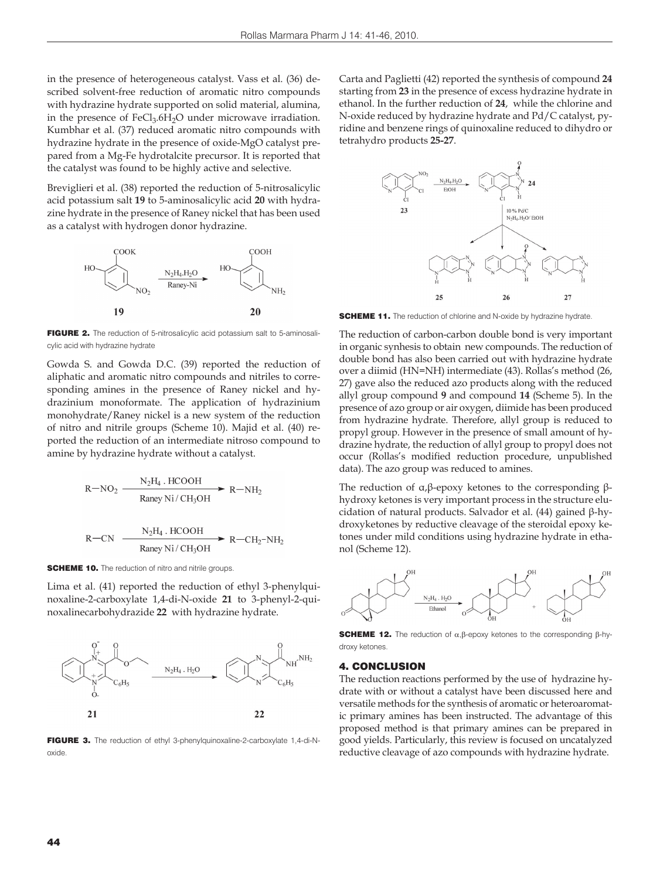in the presence of heterogeneous catalyst. Vass et al. (36) described solvent-free reduction of aromatic nitro compounds with hydrazine hydrate supported on solid material, alumina, in the presence of $FeCl_3.6H_2O$ under microwave irradiation. Kumbhar et al. (37) reduced aromatic nitro compounds with hydrazine hydrate in the presence of oxide-MgO catalyst prepared from a Mg-Fe hydrotalcite precursor. It is reported that the catalyst was found to be highly active and selective.

Breviglieri et al. (38) reported the reduction of 5-nitrosalicylic acid potassium salt **19** to 5-aminosalicylic acid **20** with hydrazine hydrate in the presence of Raney nickel that has been used as a catalyst with hydrogen donor hydrazine.

**FIGURE 2.** The reduction of 5-nitrosalicylic acid potassium salt to 5-aminosalicylic acid with hydrazine hydrate

Gowda S. and Gowda D.C. (39) reported the reduction of aliphatic and aromatic nitro compounds and nitriles to corresponding amines in the presence of Raney nickel and hydrazinium monoformate. The application of hydrazinium monohydrate/Raney nickel is a new system of the reduction of nitro and nitrile groups (Scheme 10). Majid et al. (40) reported the reduction of an intermediate nitroso compound to amine by hydrazine hydrate without a catalyst.

$$R{-}NO_2 \xrightarrow[\text{Raney Ni / } CH_3OH]{N_2H_4\,.\,HCOOH} R{-}NH_2$$

$$R{-}CN \xrightarrow[\text{Raney Ni / } CH_3OH]{N_2H_4\,.\,HCOOH} R{-}CH_2{-}NH_2$$

**SCHEME 10.** The reduction of nitro and nitrile groups.

Lima et al. (41) reported the reduction of ethyl 3-phenylquinoxaline-2-carboxylate 1,4-di-N-oxide **21** to 3-phenyl-2-quinoxalinecarbohydrazide **22** with hydrazine hydrate.

**FIGURE 3.** The reduction of ethyl 3-phenylquinoxaline-2-carboxylate 1,4-di-N-oxide.

Carta and Paglietti (42) reported the synthesis of compound **24** starting from **23** in the presence of excess hydrazine hydrate in ethanol. In the further reduction of **24**, while the chlorine and N-oxide reduced by hydrazine hydrate and Pd/C catalyst, pyridine and benzene rings of quinoxaline reduced to dihydro or tetrahydro products **25-27**.

**SCHEME 11.** The reduction of chlorine and N-oxide by hydrazine hydrate.

The reduction of carbon-carbon double bond is very important in organic synthesis to obtain new compounds. The reduction of double bond has also been carried out with hydrazine hydrate over a diimid (HN=NH) intermediate (43). Rollas's method (26, 27) gave also the reduced azo products along with the reduced allyl group compound **9** and compound **14** (Scheme 5). In the presence of azo group or air oxygen, diimide has been produced from hydrazine hydrate. Therefore, allyl group is reduced to propyl group. However in the presence of small amount of hydrazine hydrate, the reduction of allyl group to propyl does not occur (Rollas's modified reduction procedure, unpublished data). The azo group was reduced to amines.

The reduction of α,β-epoxy ketones to the corresponding β-hydroxy ketones is very important process in the structure elucidation of natural products. Salvador et al. (44) gained β-hydroxyketones by reductive cleavage of the steroidal epoxy ketones under mild conditions using hydrazine hydrate in ethanol (Scheme 12).

**SCHEME 12.** The reduction of α,β-epoxy ketones to the corresponding β-hydroxy ketones.

## 4. CONCLUSION

The reduction reactions performed by the use of hydrazine hydrate with or without a catalyst have been discussed here and versatile methods for the synthesis of aromatic or heteroaromatic primary amines has been instructed. The advantage of this proposed method is that primary amines can be prepared in good yields. Particularly, this review is focused on uncatalyzed reductive cleavage of azo compounds with hydrazine hydrate.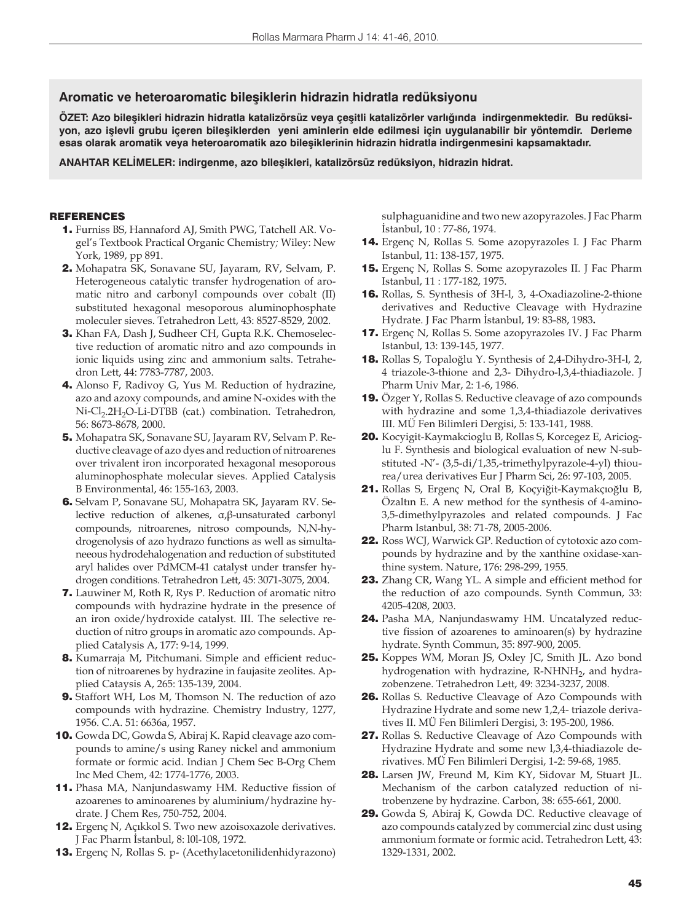## Aromatic ve heteroaromatic bileşiklerin hidrazin hidratla redüksiyonu

**ÖZET: Azo bileşikleri hidrazin hidratla katalizörsüz veya çeşitli katalizörler varlığında indirgenmektedir. Bu redüksiyon, azo işlevli grubu içeren bileşiklerden yeni aminlerin elde edilmesi için uygulanabilir bir yöntemdir. Derleme esas olarak aromatik veya heteroaromatik azo bileşiklerinin hidrazin hidratla indirgenmesini kapsamaktadır.**

**ANAHTAR KELİMELER: indirgenme, azo bileşikleri, katalizörsüz redüksiyon, hidrazin hidrat.**

### REFERENCES

1. Furniss BS, Hannaford AJ, Smith PWG, Tatchell AR. Vogel's Textbook Practical Organic Chemistry; Wiley: New York, 1989, pp 891.
2. Mohapatra SK, Sonavane SU, Jayaram, RV, Selvam, P. Heterogeneous catalytic transfer hydrogenation of aromatic nitro and carbonyl compounds over cobalt (II) substituted hexagonal mesoporous aluminophosphate moleculer sieves. Tetrahedron Lett, 43: 8527-8529, 2002.
3. Khan FA, Dash J, Sudheer CH, Gupta R.K. Chemoselective reduction of aromatic nitro and azo compounds in ionic liquids using zinc and ammonium salts. Tetrahedron Lett, 44: 7783-7787, 2003.
4. Alonso F, Radivoy G, Yus M. Reduction of hydrazine, azo and azoxy compounds, and amine N-oxides with the Ni-$Cl_2$.$2H_2O$-Li-DTBB (cat.) combination. Tetrahedron, 56: 8673-8678, 2000.
5. Mohapatra SK, Sonavane SU, Jayaram RV, Selvam P. Reductive cleavage of azo dyes and reduction of nitroarenes over trivalent iron incorporated hexagonal mesoporous aluminophosphate molecular sieves. Applied Catalysis B Environmental, 46: 155-163, 2003.
6. Selvam P, Sonavane SU, Mohapatra SK, Jayaram RV. Selective reduction of alkenes, α,β-unsaturated carbonyl compounds, nitroarenes, nitroso compounds, N,N-hydrogenolysis of azo hydrazo functions as well as simultaneeous hydrodehalogenation and reduction of substituted aryl halides over PdMCM-41 catalyst under transfer hydrogen conditions. Tetrahedron Lett, 45: 3071-3075, 2004.
7. Lauwiner M, Roth R, Rys P. Reduction of aromatic nitro compounds with hydrazine hydrate in the presence of an iron oxide/hydroxide catalyst. III. The selective reduction of nitro groups in aromatic azo compounds. Applied Catalysis A, 177: 9-14, 1999.
8. Kumarraja M, Pitchumani. Simple and efficient reduction of nitroarenes by hydrazine in faujasite zeolites. Applied Cataysis A, 265: 135-139, 2004.
9. Staffort WH, Los M, Thomson N. The reduction of azo compounds with hydrazine. Chemistry Industry, 1277, 1956. C.A. 51: 6636a, 1957.
10. Gowda DC, Gowda S, Abiraj K. Rapid cleavage azo compounds to amine/s using Raney nickel and ammonium formate or formic acid. Indian J Chem Sec B-Org Chem Inc Med Chem, 42: 1774-1776, 2003.
11. Phasa MA, Nanjundaswamy HM. Reductive fission of azoarenes to aminoarenes by aluminium/hydrazine hydrate. J Chem Res, 750-752, 2004.
12. Ergenç N, Açıkkol S. Two new azoisoxazole derivatives. J Fac Pharm İstanbul, 8: l0l-108, 1972.
13. Ergenç N, Rollas S. p- (Acethylacetonilidenhidyrazono) sulphaguanidine and two new azopyrazoles. J Fac Pharm İstanbul, 10 : 77-86, 1974.
14. Ergenç N, Rollas S. Some azopyrazoles I. J Fac Pharm Istanbul, 11: 138-157, 1975.
15. Ergenç N, Rollas S. Some azopyrazoles II. J Fac Pharm Istanbul, 11 : 177-182, 1975.
16. Rollas, S. Synthesis of 3H-l, 3, 4-Oxadiazoline-2-thione derivatives and Reductive Cleavage with Hydrazine Hydrate. J Fac Pharm İstanbul, 19: 83-88, 1983**.**
17. Ergenç N, Rollas S. Some azopyrazoles IV. J Fac Pharm Istanbul, 13: 139-145, 1977.
18. Rollas S, Topaloğlu Y. Synthesis of 2,4-Dihydro-3H-l, 2, 4 triazole-3-thione and 2,3- Dihydro-l,3,4-thiadiazole. J Pharm Univ Mar, 2: 1-6, 1986.
19. Özger Y, Rollas S. Reductive cleavage of azo compounds with hydrazine and some 1,3,4-thiadiazole derivatives III. MÜ Fen Bilimleri Dergisi, 5: 133-141, 1988.
20. Kocyigit-Kaymakcioglu B, Rollas S, Korcegez E, Aricioglu F. Synthesis and biological evaluation of new N-substituted -N'- (3,5-di/1,35,-trimethylpyrazole-4-yl) thiourea/urea derivatives Eur J Pharm Sci, 26: 97-103, 2005.
21. Rollas S, Ergenç N, Oral B, Koçyiğit-Kaymakçıoğlu B, Özaltın E. A new method for the synthesis of 4-amino-3,5-dimethylpyrazoles and related compounds. J Fac Pharm Istanbul, 38: 71-78, 2005-2006.
22. Ross WCJ, Warwick GP. Reduction of cytotoxic azo compounds by hydrazine and by the xanthine oxidase-xanthine system. Nature, 176: 298-299, 1955.
23. Zhang CR, Wang YL. A simple and efficient method for the reduction of azo compounds. Synth Commun, 33: 4205-4208, 2003.
24. Pasha MA, Nanjundaswamy HM. Uncatalyzed reductive fission of azoarenes to aminoaren(s) by hydrazine hydrate. Synth Commun, 35: 897-900, 2005.
25. Koppes WM, Moran JS, Oxley JC, Smith JL. Azo bond hydrogenation with hydrazine, R-$NHNH_2$, and hydrazobenzene. Tetrahedron Lett, 49: 3234-3237, 2008.
26. Rollas S. Reductive Cleavage of Azo Compounds with Hydrazine Hydrate and some new 1,2,4- triazole derivatives II. MÜ Fen Bilimleri Dergisi, 3: 195-200, 1986.
27. Rollas S. Reductive Cleavage of Azo Compounds with Hydrazine Hydrate and some new l,3,4-thiadiazole derivatives. MÜ Fen Bilimleri Dergisi, 1-2: 59-68, 1985.
28. Larsen JW, Freund M, Kim KY, Sidovar M, Stuart JL. Mechanism of the carbon catalyzed reduction of nitrobenzene by hydrazine. Carbon, 38: 655-661, 2000.
29. Gowda S, Abiraj K, Gowda DC. Reductive cleavage of azo compounds catalyzed by commercial zinc dust using ammonium formate or formic acid. Tetrahedron Lett, 43: 1329-1331, 2002.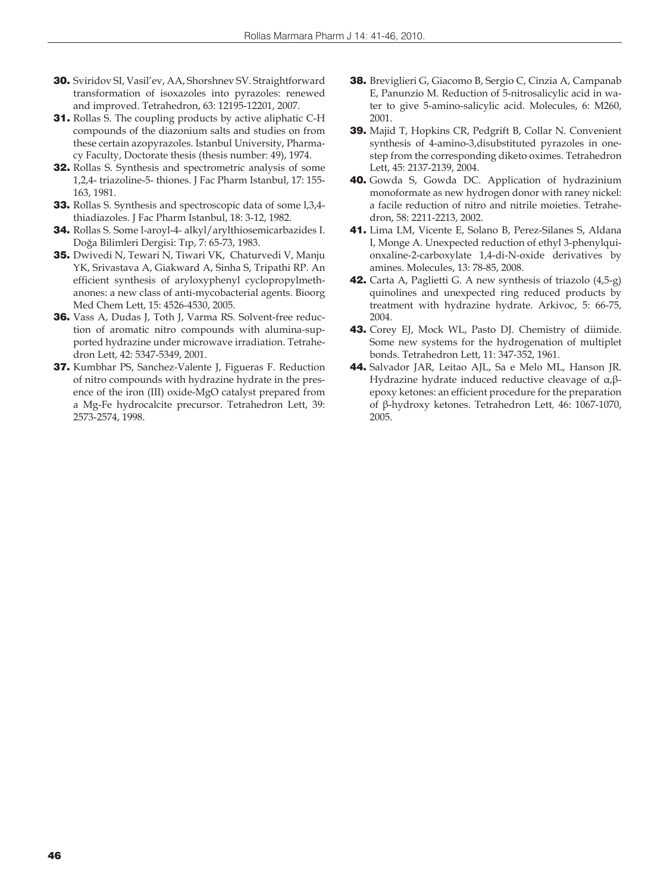30. Sviridov SI, Vasil'ev, AA, Shorshnev SV. Straightforward transformation of isoxazoles into pyrazoles: renewed and improved. Tetrahedron, 63: 12195-12201, 2007.
31. Rollas S. The coupling products by active aliphatic C-H compounds of the diazonium salts and studies on from these certain azopyrazoles. Istanbul University, Pharmacy Faculty, Doctorate thesis (thesis number: 49), 1974.
32. Rollas S. Synthesis and spectrometric analysis of some 1,2,4- triazoline-5- thiones. J Fac Pharm Istanbul, 17: 155-163, 1981.
33. Rollas S. Synthesis and spectroscopic data of some l,3,4-thiadiazoles. J Fac Pharm Istanbul, 18: 3-12, 1982.
34. Rollas S. Some l-aroyl-4- alkyl/arylthiosemicarbazides I. Doğa Bilimleri Dergisi: Tıp, 7: 65-73, 1983.
35. Dwivedi N, Tewari N, Tiwari VK, Chaturvedi V, Manju YK, Srivastava A, Giakward A, Sinha S, Tripathi RP. An efficient synthesis of aryloxyphenyl cyclopropylmethanones: a new class of anti-mycobacterial agents. Bioorg Med Chem Lett, 15: 4526-4530, 2005.
36. Vass A, Dudas J, Toth J, Varma RS. Solvent-free reduction of aromatic nitro compounds with alumina-supported hydrazine under microwave irradiation. Tetrahedron Lett, 42: 5347-5349, 2001.
37. Kumbhar PS, Sanchez-Valente J, Figueras F. Reduction of nitro compounds with hydrazine hydrate in the presence of the iron (III) oxide-MgO catalyst prepared from a Mg-Fe hydrocalcite precursor. Tetrahedron Lett, 39: 2573-2574, 1998.
38. Breviglieri G, Giacomo B, Sergio C, Cinzia A, Campanab E, Panunzio M. Reduction of 5-nitrosalicylic acid in water to give 5-amino-salicylic acid. Molecules, 6: M260, 2001.
39. Majid T, Hopkins CR, Pedgrift B, Collar N. Convenient synthesis of 4-amino-3,disubstituted pyrazoles in one-step from the corresponding diketo oximes. Tetrahedron Lett, 45: 2137-2139, 2004.
40. Gowda S, Gowda DC. Application of hydrazinium monoformate as new hydrogen donor with raney nickel: a facile reduction of nitro and nitrile moieties. Tetrahedron, 58: 2211-2213, 2002.
41. Lima LM, Vicente E, Solano B, Perez-Silanes S, Aldana I, Monge A. Unexpected reduction of ethyl 3-phenylquionxaline-2-carboxylate 1,4-di-N-oxide derivatives by amines. Molecules, 13: 78-85, 2008.
42. Carta A, Paglietti G. A new synthesis of triazolo (4,5-g) quinolines and unexpected ring reduced products by treatment with hydrazine hydrate. Arkivoc, 5: 66-75, 2004.
43. Corey EJ, Mock WL, Pasto DJ. Chemistry of diimide. Some new systems for the hydrogenation of multiplet bonds. Tetrahedron Lett, 11: 347-352, 1961.
44. Salvador JAR, Leitao AJL, Sa e Melo ML, Hanson JR. Hydrazine hydrate induced reductive cleavage of α,β-epoxy ketones: an efficient procedure for the preparation of β-hydroxy ketones. Tetrahedron Lett, 46: 1067-1070, 2005.